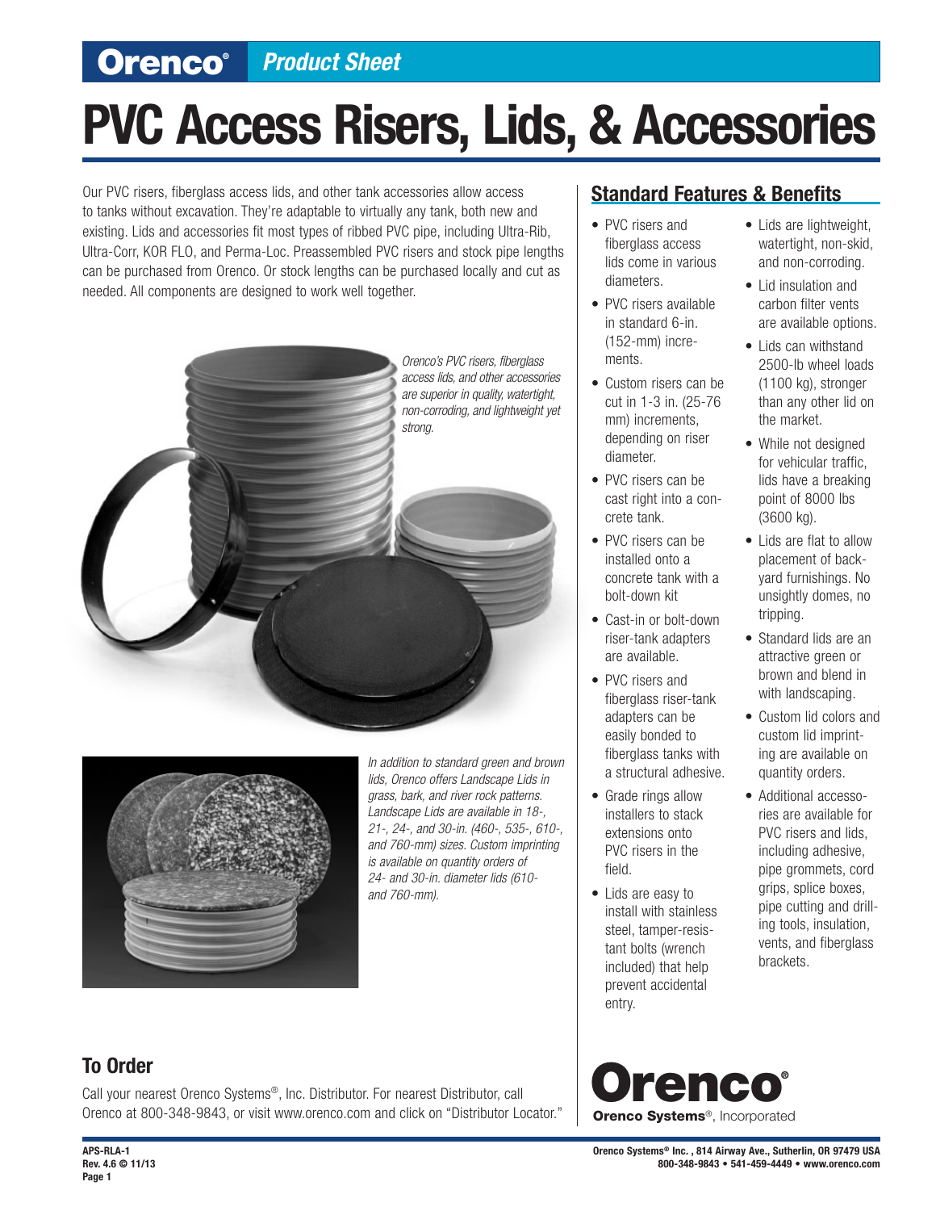# PVC Access Risers, Lids, & Accessories

Our PVC risers, fiberglass access lids, and other tank accessories allow access to tanks without excavation. They're adaptable to virtually any tank, both new and existing. Lids and accessories fit most types of ribbed PVC pipe, including Ultra-Rib, Ultra-Corr, KOR FLO, and Perma-Loc. Preassembled PVC risers and stock pipe lengths can be purchased from Orenco. Or stock lengths can be purchased locally and cut as needed. All components are designed to work well together.

*Orenco's PVC risers, fiberglass access lids, and other accessories are superior in quality, watertight, non-corroding, and lightweight yet strong.*

*In addition to standard green and brown lids, Orenco offers Landscape Lids in grass, bark, and river rock patterns. Landscape Lids are available in 18-, 21-, 24-, and 30-in. (460-, 535-, 610-, and 760-mm) sizes. Custom imprinting is available on quantity orders of 24- and 30-in. diameter lids (610- and 760-mm).*

## Standard Features & Benefits

- PVC risers and fiberglass access lids come in various diameters.
- PVC risers available in standard 6-in. (152-mm) increments.
- Custom risers can be cut in 1-3 in. (25-76 mm) increments, depending on riser diameter.
- PVC risers can be cast right into a concrete tank.
- PVC risers can be installed onto a concrete tank with a bolt-down kit
- Cast-in or bolt-down riser-tank adapters are available.
- PVC risers and fiberglass riser-tank adapters can be easily bonded to fiberglass tanks with a structural adhesive.
- Grade rings allow installers to stack extensions onto PVC risers in the field.
- Lids are easy to install with stainless steel, tamper-resistant bolts (wrench included) that help prevent accidental entry.
- Lids are lightweight, watertight, non-skid, and non-corroding.
- Lid insulation and carbon filter vents are available options.
- Lids can withstand 2500-lb wheel loads (1100 kg), stronger than any other lid on the market.
- While not designed for vehicular traffic, lids have a breaking point of 8000 lbs (3600 kg).
- Lids are flat to allow placement of backyard furnishings. No unsightly domes, no tripping.
- Standard lids are an attractive green or brown and blend in with landscaping.
- Custom lid colors and custom lid imprinting are available on quantity orders.
- Additional accessories are available for PVC risers and lids, including adhesive, pipe grommets, cord grips, splice boxes, pipe cutting and drilling tools, insulation, vents, and fiberglass brackets.

## To Order

Call your nearest Orenco Systems®, Inc. Distributor. For nearest Distributor, call Orenco at 800-348-9843, or visit www.orenco.com and click on "Distributor Locator."

**Orenco Systems**®, Incorporated

**APS-RLA-1**
**Rev. 4.6 © 11/13**

**Orenco Systems® Inc. , 814 Airway Ave., Sutherlin, OR 97479 USA**
**800-348-9843 • 541-459-4449 • www.orenco.com**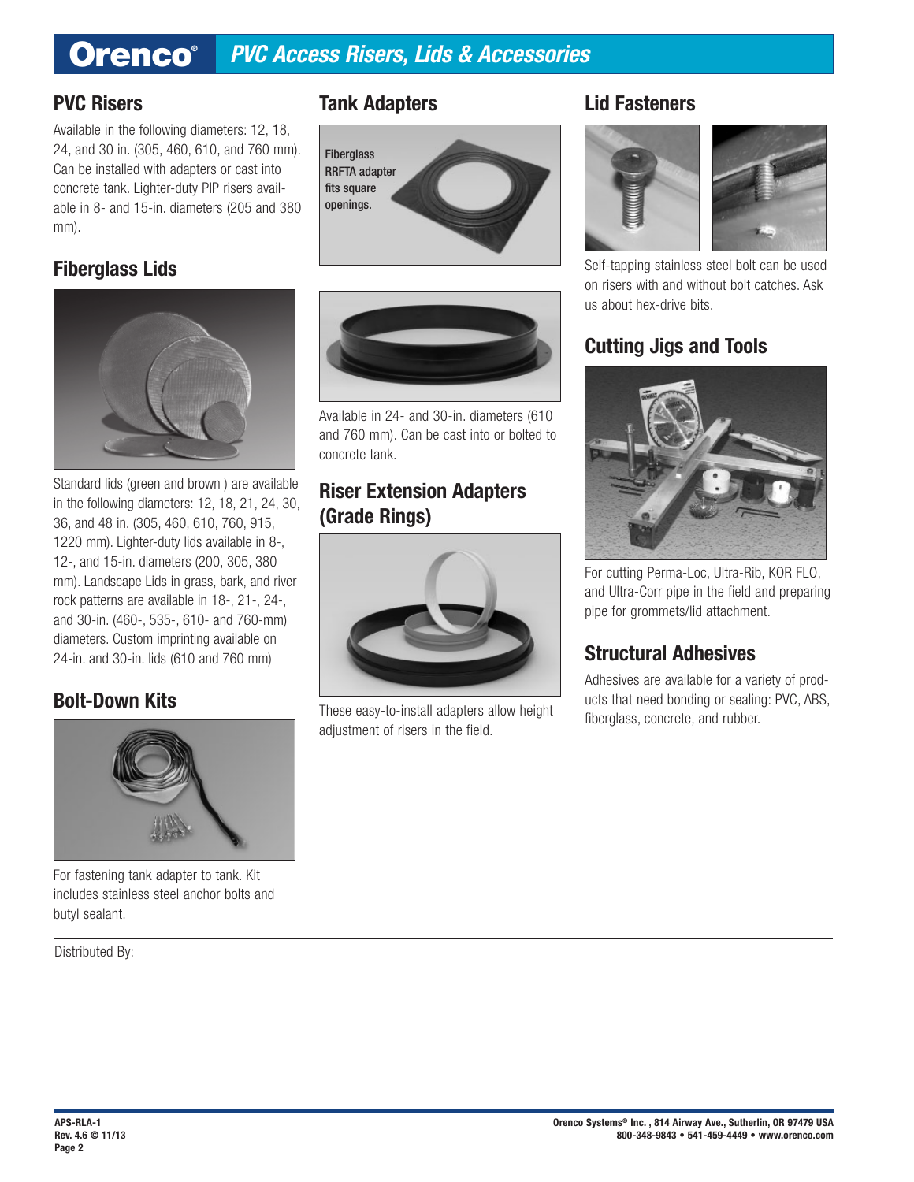# PVC Access Risers, Lids & Accessories

## PVC Risers

Available in the following diameters: 12, 18, 24, and 30 in. (305, 460, 610, and 760 mm). Can be installed with adapters or cast into concrete tank. Lighter-duty PIP risers available in 8- and 15-in. diameters (205 and 380 mm).

## Fiberglass Lids

Standard lids (green and brown ) are available in the following diameters: 12, 18, 21, 24, 30, 36, and 48 in. (305, 460, 610, 760, 915, 1220 mm). Lighter-duty lids available in 8-, 12-, and 15-in. diameters (200, 305, 380 mm). Landscape Lids in grass, bark, and river rock patterns are available in 18-, 21-, 24-, and 30-in. (460-, 535-, 610- and 760-mm) diameters. Custom imprinting available on 24-in. and 30-in. lids (610 and 760 mm)

## Bolt-Down Kits

For fastening tank adapter to tank. Kit includes stainless steel anchor bolts and butyl sealant.

## Tank Adapters

Fiberglass RRFTA adapter fits square openings.

Available in 24- and 30-in. diameters (610 and 760 mm). Can be cast into or bolted to concrete tank.

## Riser Extension Adapters (Grade Rings)

These easy-to-install adapters allow height adjustment of risers in the field.

## Lid Fasteners

Self-tapping stainless steel bolt can be used on risers with and without bolt catches. Ask us about hex-drive bits.

## Cutting Jigs and Tools

For cutting Perma-Loc, Ultra-Rib, KOR FLO, and Ultra-Corr pipe in the field and preparing pipe for grommets/lid attachment.

## Structural Adhesives

Adhesives are available for a variety of products that need bonding or sealing: PVC, ABS, fiberglass, concrete, and rubber.

Distributed By:

APS-RLA-1
Rev. 4.6 © 11/13

Orenco Systems® Inc. , 814 Airway Ave., Sutherlin, OR 97479 USA
800-348-9843 • 541-459-4449 • www.orenco.com